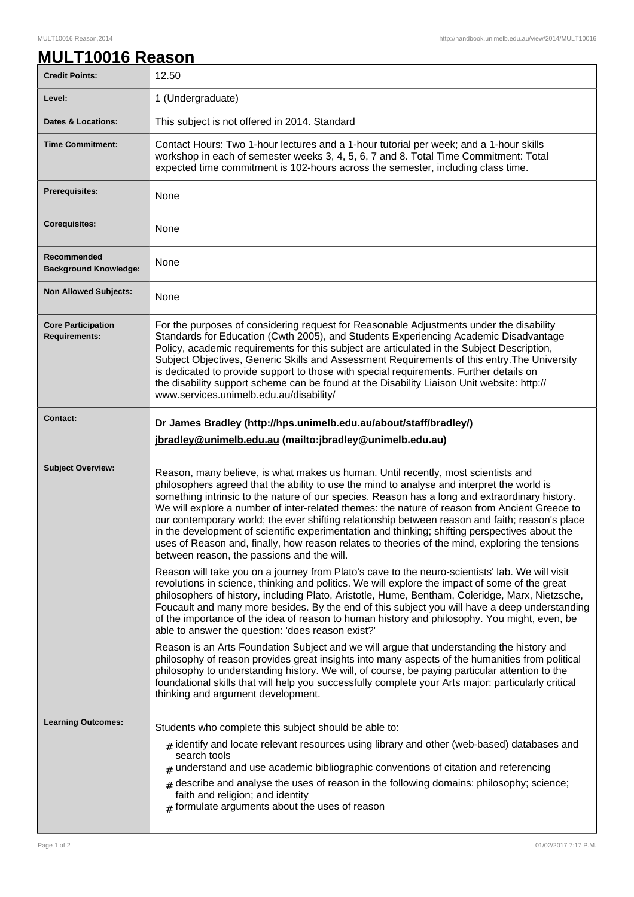# MULT10016 Reason

| | |
|---|---|
| **Credit Points:** | 12.50 |
| **Level:** | 1 (Undergraduate) |
| **Dates & Locations:** | This subject is not offered in 2014. Standard |
| **Time Commitment:** | Contact Hours: Two 1-hour lectures and a 1-hour tutorial per week; and a 1-hour skills workshop in each of semester weeks 3, 4, 5, 6, 7 and 8. Total Time Commitment: Total expected time commitment is 102-hours across the semester, including class time. |
| **Prerequisites:** | None |
| **Corequisites:** | None |
| **Recommended Background Knowledge:** | None |
| **Non Allowed Subjects:** | None |
| **Core Participation Requirements:** | For the purposes of considering request for Reasonable Adjustments under the disability Standards for Education (Cwth 2005), and Students Experiencing Academic Disadvantage Policy, academic requirements for this subject are articulated in the Subject Description, Subject Objectives, Generic Skills and Assessment Requirements of this entry.The University is dedicated to provide support to those with special requirements. Further details on the disability support scheme can be found at the Disability Liaison Unit website: http://www.services.unimelb.edu.au/disability/ |
| **Contact:** | **Dr James Bradley (http://hps.unimelb.edu.au/about/staff/bradley/)** <br> **jbradley@unimelb.edu.au (mailto:jbradley@unimelb.edu.au)** |
| **Subject Overview:** | Reason, many believe, is what makes us human. Until recently, most scientists and philosophers agreed that the ability to use the mind to analyse and interpret the world is something intrinsic to the nature of our species. Reason has a long and extraordinary history. We will explore a number of inter-related themes: the nature of reason from Ancient Greece to our contemporary world; the ever shifting relationship between reason and faith; reason's place in the development of scientific experimentation and thinking; shifting perspectives about the uses of Reason and, finally, how reason relates to theories of the mind, exploring the tensions between reason, the passions and the will. <br><br> Reason will take you on a journey from Plato's cave to the neuro-scientists' lab. We will visit revolutions in science, thinking and politics. We will explore the impact of some of the great philosophers of history, including Plato, Aristotle, Hume, Bentham, Coleridge, Marx, Nietzsche, Foucault and many more besides. By the end of this subject you will have a deep understanding of the importance of the idea of reason to human history and philosophy. You might, even, be able to answer the question: 'does reason exist?' <br><br> Reason is an Arts Foundation Subject and we will argue that understanding the history and philosophy of reason provides great insights into many aspects of the humanities from political philosophy to understanding history. We will, of course, be paying particular attention to the foundational skills that will help you successfully complete your Arts major: particularly critical thinking and argument development. |
| **Learning Outcomes:** | Students who complete this subject should be able to: <br> # identify and locate relevant resources using library and other (web-based) databases and search tools <br> # understand and use academic bibliographic conventions of citation and referencing <br> # describe and analyse the uses of reason in the following domains: philosophy; science; faith and religion; and identity <br> # formulate arguments about the uses of reason |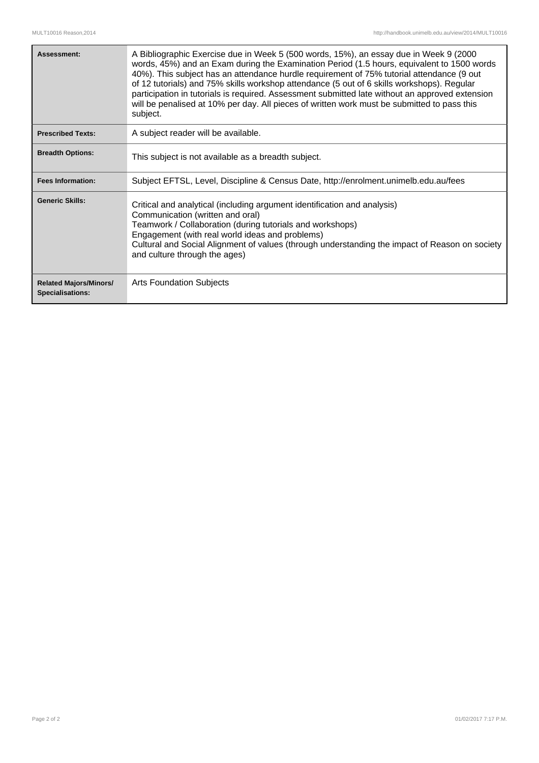| | |
|---|---|
| **Assessment:** | A Bibliographic Exercise due in Week 5 (500 words, 15%), an essay due in Week 9 (2000 words, 45%) and an Exam during the Examination Period (1.5 hours, equivalent to 1500 words 40%). This subject has an attendance hurdle requirement of 75% tutorial attendance (9 out of 12 tutorials) and 75% skills workshop attendance (5 out of 6 skills workshops). Regular participation in tutorials is required. Assessment submitted late without an approved extension will be penalised at 10% per day. All pieces of written work must be submitted to pass this subject. |
| **Prescribed Texts:** | A subject reader will be available. |
| **Breadth Options:** | This subject is not available as a breadth subject. |
| **Fees Information:** | Subject EFTSL, Level, Discipline & Census Date, http://enrolment.unimelb.edu.au/fees |
| **Generic Skills:** | Critical and analytical (including argument identification and analysis)<br>Communication (written and oral)<br>Teamwork / Collaboration (during tutorials and workshops)<br>Engagement (with real world ideas and problems)<br>Cultural and Social Alignment of values (through understanding the impact of Reason on society and culture through the ages) |
| **Related Majors/Minors/ Specialisations:** | Arts Foundation Subjects |